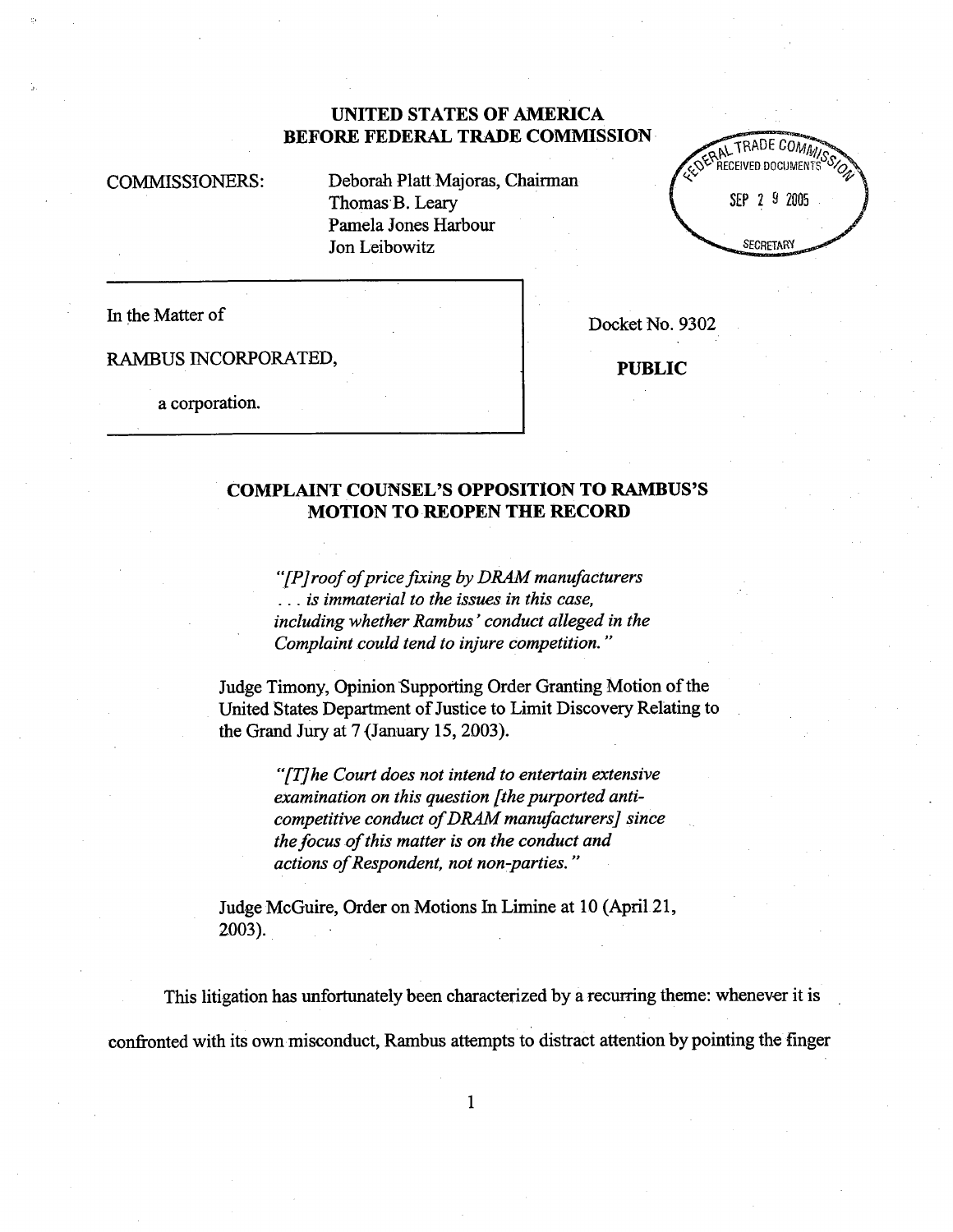**UNITED STATES OF AMERICA**
**BEFORE FEDERAL TRADE COMMISSION**

FEDERAL TRADE COMMISSION RECEIVED DOCUMENTS SEP 29 2005 SECRETARY

COMMISSIONERS: Deborah Platt Majoras, Chairman
Thomas B. Leary
Pamela Jones Harbour
Jon Leibowitz

In the Matter of

RAMBUS INCORPORATED,

a corporation.

Docket No. 9302

**PUBLIC**

## COMPLAINT COUNSEL'S OPPOSITION TO RAMBUS'S MOTION TO REOPEN THE RECORD

> *"[P]roof of price fixing by DRAM manufacturers . . . is immaterial to the issues in this case, including whether Rambus' conduct alleged in the Complaint could tend to injure competition."*

Judge Timony, Opinion Supporting Order Granting Motion of the United States Department of Justice to Limit Discovery Relating to the Grand Jury at 7 (January 15, 2003).

> *"[T]he Court does not intend to entertain extensive examination on this question [the purported anti-competitive conduct of DRAM manufacturers] since the focus of this matter is on the conduct and actions of Respondent, not non-parties."*

Judge McGuire, Order on Motions In Limine at 10 (April 21, 2003).

This litigation has unfortunately been characterized by a recurring theme: whenever it is confronted with its own misconduct, Rambus attempts to distract attention by pointing the finger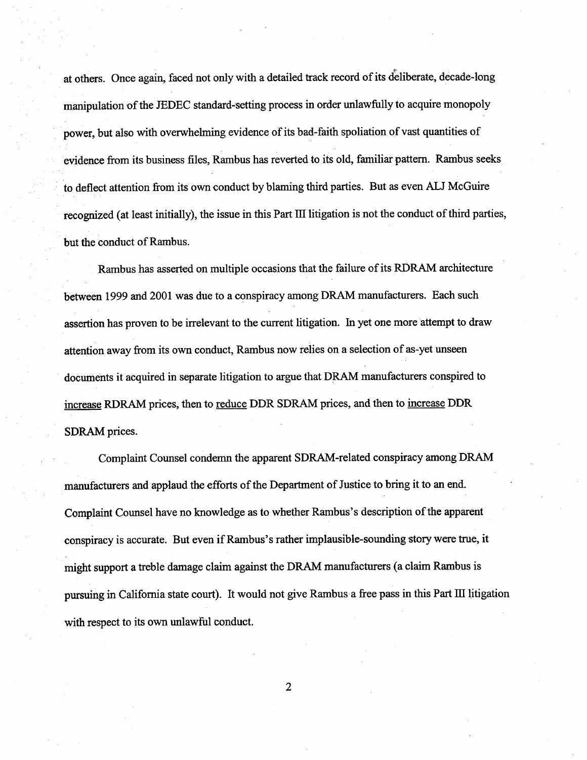at others. Once again, faced not only with a detailed track record of its deliberate, decade-long manipulation of the JEDEC standard-setting process in order unlawfully to acquire monopoly power, but also with overwhelming evidence of its bad-faith spoliation of vast quantities of evidence from its business files, Rambus has reverted to its old, familiar pattern. Rambus seeks to deflect attention from its own conduct by blaming third parties. But as even ALJ McGuire recognized (at least initially), the issue in this Part III litigation is not the conduct of third parties, but the conduct of Rambus.

Rambus has asserted on multiple occasions that the failure of its RDRAM architecture between 1999 and 2001 was due to a conspiracy among DRAM manufacturers. Each such assertion has proven to be irrelevant to the current litigation. In yet one more attempt to draw attention away from its own conduct, Rambus now relies on a selection of as-yet unseen documents it acquired in separate litigation to argue that DRAM manufacturers conspired to <u>increase</u> RDRAM prices, then to <u>reduce</u> DDR SDRAM prices, and then to <u>increase</u> DDR SDRAM prices.

Complaint Counsel condemn the apparent SDRAM-related conspiracy among DRAM manufacturers and applaud the efforts of the Department of Justice to bring it to an end. Complaint Counsel have no knowledge as to whether Rambus's description of the apparent conspiracy is accurate. But even if Rambus's rather implausible-sounding story were true, it might support a treble damage claim against the DRAM manufacturers (a claim Rambus is pursuing in California state court). It would not give Rambus a free pass in this Part III litigation with respect to its own unlawful conduct.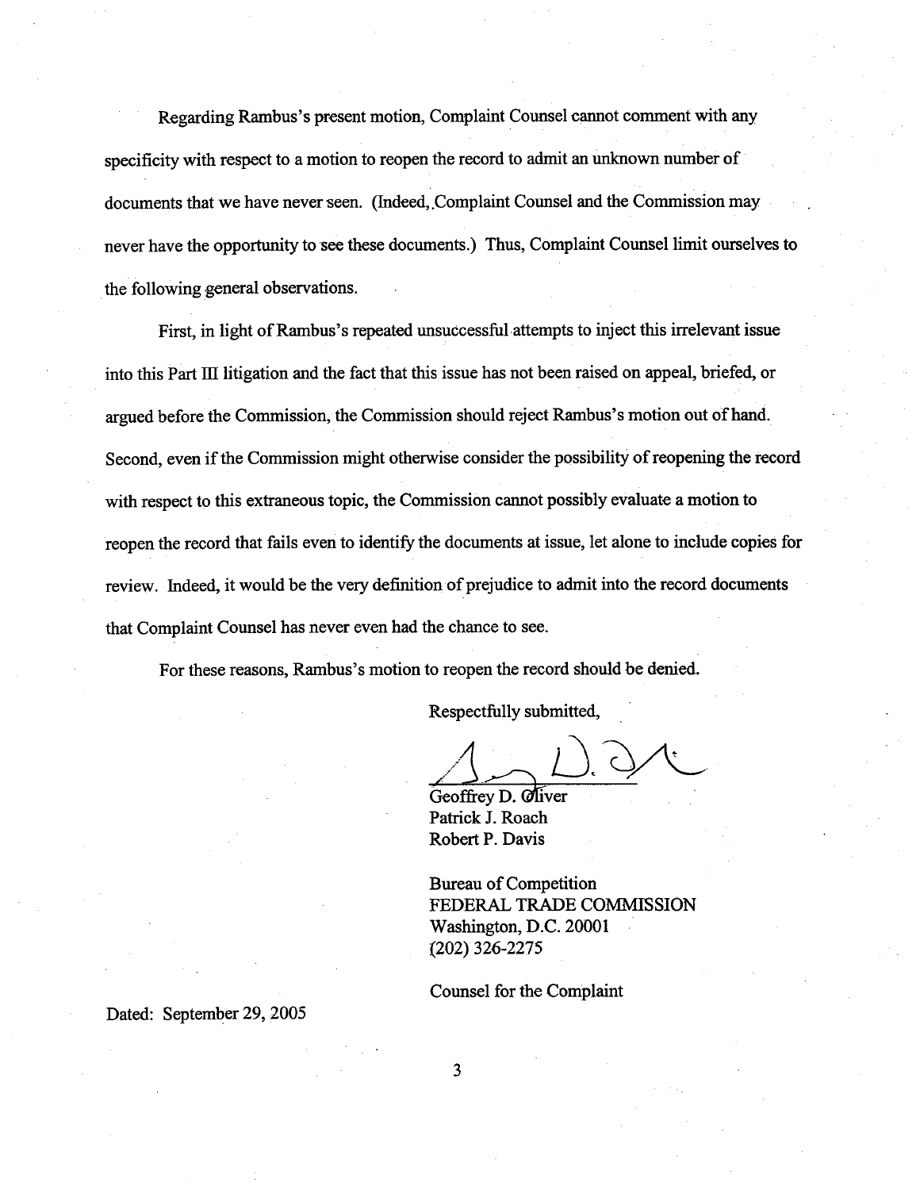Regarding Rambus's present motion, Complaint Counsel cannot comment with any specificity with respect to a motion to reopen the record to admit an unknown number of documents that we have never seen. (Indeed, Complaint Counsel and the Commission may never have the opportunity to see these documents.) Thus, Complaint Counsel limit ourselves to the following general observations.

First, in light of Rambus's repeated unsuccessful attempts to inject this irrelevant issue into this Part III litigation and the fact that this issue has not been raised on appeal, briefed, or argued before the Commission, the Commission should reject Rambus's motion out of hand. Second, even if the Commission might otherwise consider the possibility of reopening the record with respect to this extraneous topic, the Commission cannot possibly evaluate a motion to reopen the record that fails even to identify the documents at issue, let alone to include copies for review. Indeed, it would be the very definition of prejudice to admit into the record documents that Complaint Counsel has never even had the chance to see.

For these reasons, Rambus's motion to reopen the record should be denied.

Respectfully submitted,

Geoffrey D. Oliver
Patrick J. Roach
Robert P. Davis

Bureau of Competition
FEDERAL TRADE COMMISSION
Washington, D.C. 20001
(202) 326-2275

Counsel for the Complaint

Dated: September 29, 2005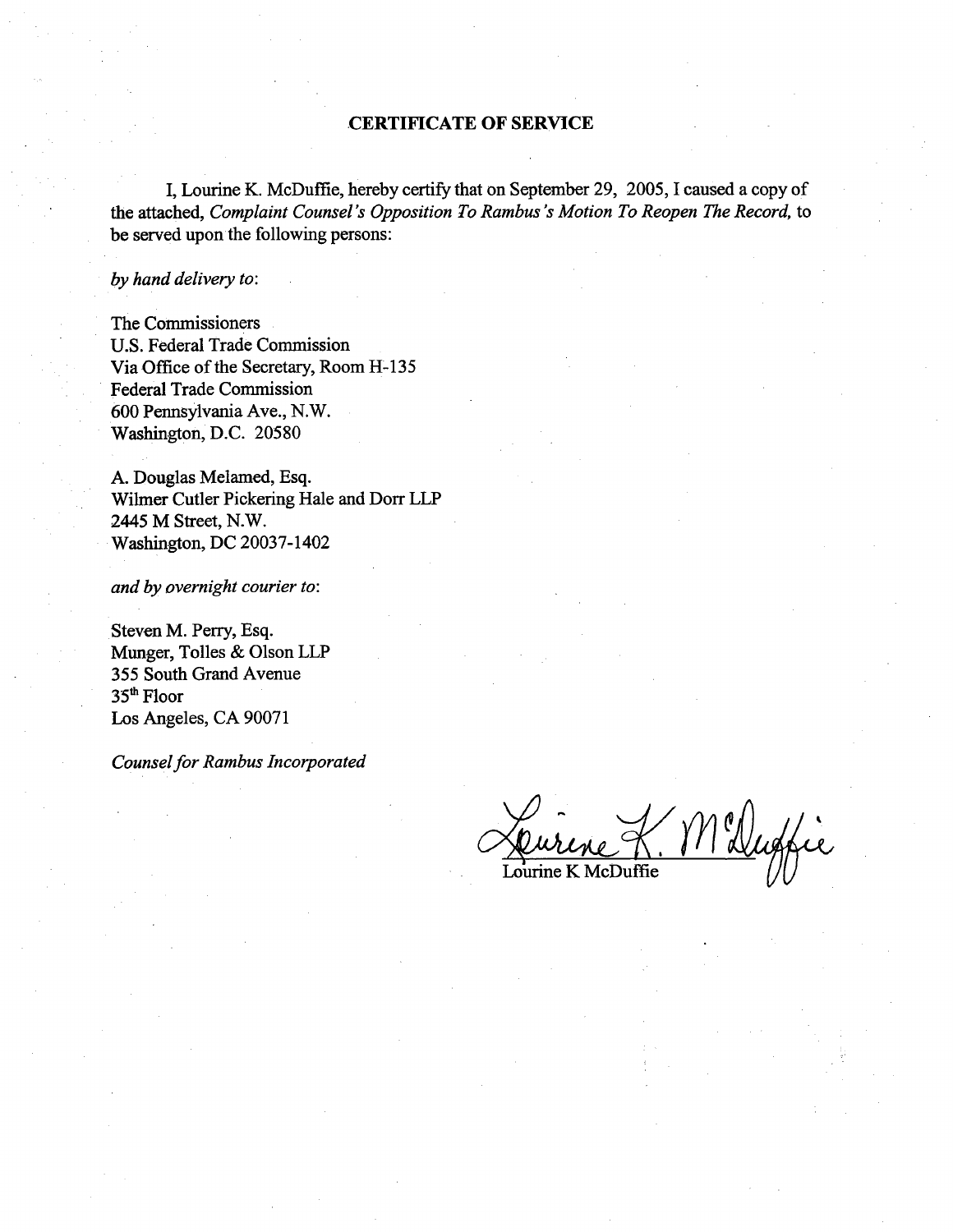# CERTIFICATE OF SERVICE

I, Lourine K. McDuffie, hereby certify that on September 29, 2005, I caused a copy of the attached, *Complaint Counsel's Opposition To Rambus's Motion To Reopen The Record*, to be served upon the following persons:

*by hand delivery to*:

The Commissioners
U.S. Federal Trade Commission
Via Office of the Secretary, Room H-135
Federal Trade Commission
600 Pennsylvania Ave., N.W.
Washington, D.C. 20580

A. Douglas Melamed, Esq.
Wilmer Cutler Pickering Hale and Dorr LLP
2445 M Street, N.W.
Washington, DC 20037-1402

*and by overnight courier to*:

Steven M. Perry, Esq.
Munger, Tolles & Olson LLP
355 South Grand Avenue
35th Floor
Los Angeles, CA 90071

*Counsel for Rambus Incorporated*

Lourine K. McDuffie
Lourine K McDuffie